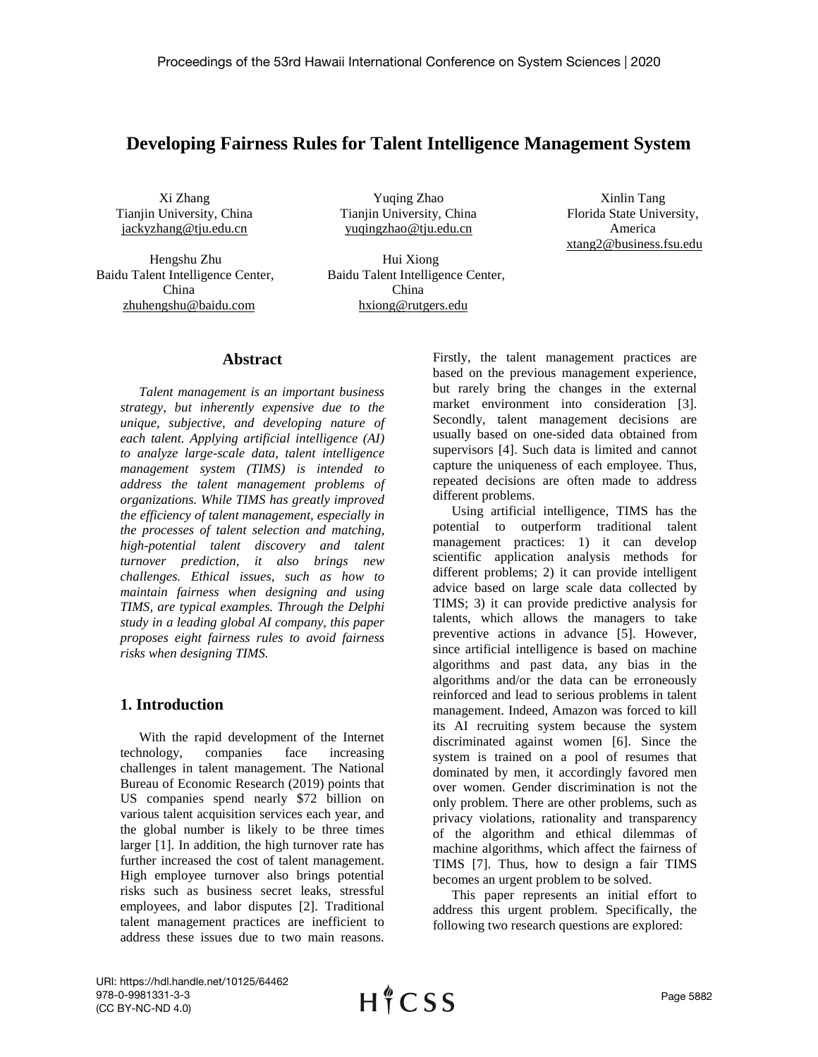# Developing Fairness Rules for Talent Intelligence Management System

Xi Zhang
Tianjin University, China
jackyzhang@tju.edu.cn

Yuqing Zhao
Tianjin University, China
yuqingzhao@tju.edu.cn

Xinlin Tang
Florida State University, America
xtang2@business.fsu.edu

Hengshu Zhu
Baidu Talent Intelligence Center, China
zhuhengshu@baidu.com

Hui Xiong
Baidu Talent Intelligence Center, China
hxiong@rutgers.edu

## Abstract

*Talent management is an important business strategy, but inherently expensive due to the unique, subjective, and developing nature of each talent. Applying artificial intelligence (AI) to analyze large-scale data, talent intelligence management system (TIMS) is intended to address the talent management problems of organizations. While TIMS has greatly improved the efficiency of talent management, especially in the processes of talent selection and matching, high-potential talent discovery and talent turnover prediction, it also brings new challenges. Ethical issues, such as how to maintain fairness when designing and using TIMS, are typical examples. Through the Delphi study in a leading global AI company, this paper proposes eight fairness rules to avoid fairness risks when designing TIMS.*

## 1. Introduction

With the rapid development of the Internet technology, companies face increasing challenges in talent management. The National Bureau of Economic Research (2019) points that US companies spend nearly $72 billion on various talent acquisition services each year, and the global number is likely to be three times larger [1]. In addition, the high turnover rate has further increased the cost of talent management. High employee turnover also brings potential risks such as business secret leaks, stressful employees, and labor disputes [2]. Traditional talent management practices are inefficient to address these issues due to two main reasons. Firstly, the talent management practices are based on the previous management experience, but rarely bring the changes in the external market environment into consideration [3]. Secondly, talent management decisions are usually based on one-sided data obtained from supervisors [4]. Such data is limited and cannot capture the uniqueness of each employee. Thus, repeated decisions are often made to address different problems.

Using artificial intelligence, TIMS has the potential to outperform traditional talent management practices: 1) it can develop scientific application analysis methods for different problems; 2) it can provide intelligent advice based on large scale data collected by TIMS; 3) it can provide predictive analysis for talents, which allows the managers to take preventive actions in advance [5]. However, since artificial intelligence is based on machine algorithms and past data, any bias in the algorithms and/or the data can be erroneously reinforced and lead to serious problems in talent management. Indeed, Amazon was forced to kill its AI recruiting system because the system discriminated against women [6]. Since the system is trained on a pool of resumes that dominated by men, it accordingly favored men over women. Gender discrimination is not the only problem. There are other problems, such as privacy violations, rationality and transparency of the algorithm and ethical dilemmas of machine algorithms, which affect the fairness of TIMS [7]. Thus, how to design a fair TIMS becomes an urgent problem to be solved.

This paper represents an initial effort to address this urgent problem. Specifically, the following two research questions are explored: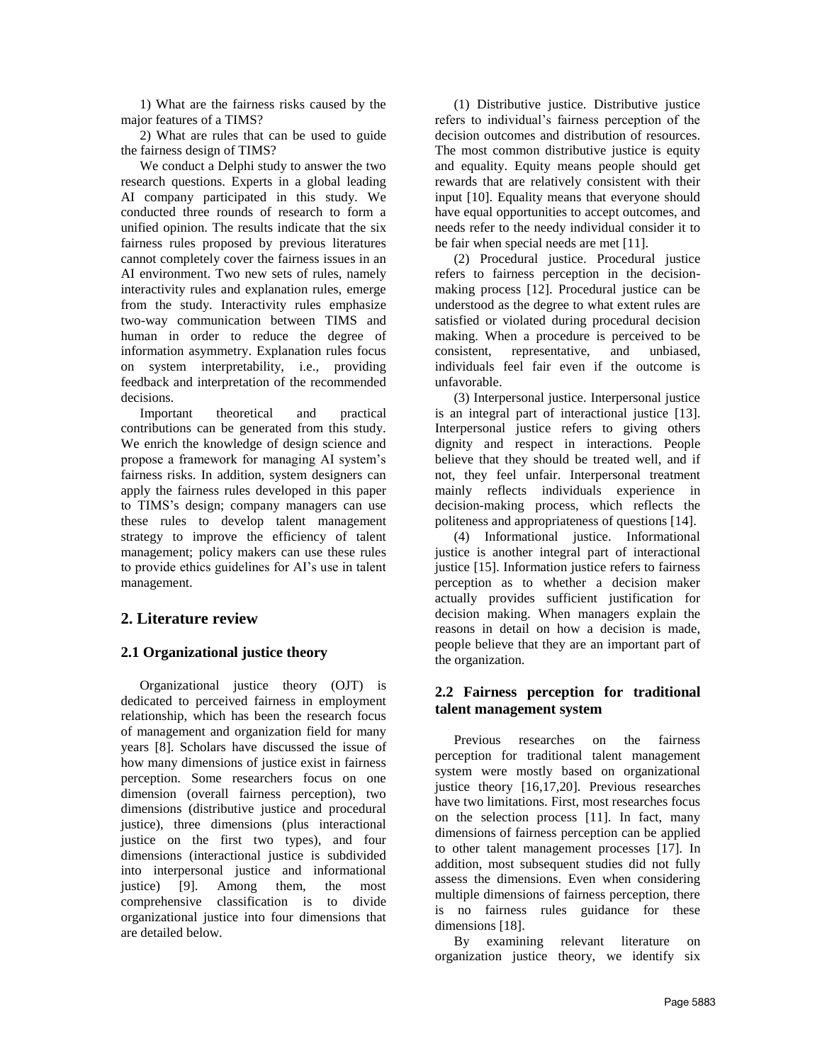1) What are the fairness risks caused by the major features of a TIMS?

2) What are rules that can be used to guide the fairness design of TIMS?

We conduct a Delphi study to answer the two research questions. Experts in a global leading AI company participated in this study. We conducted three rounds of research to form a unified opinion. The results indicate that the six fairness rules proposed by previous literatures cannot completely cover the fairness issues in an AI environment. Two new sets of rules, namely interactivity rules and explanation rules, emerge from the study. Interactivity rules emphasize two-way communication between TIMS and human in order to reduce the degree of information asymmetry. Explanation rules focus on system interpretability, i.e., providing feedback and interpretation of the recommended decisions.

Important theoretical and practical contributions can be generated from this study. We enrich the knowledge of design science and propose a framework for managing AI system's fairness risks. In addition, system designers can apply the fairness rules developed in this paper to TIMS's design; company managers can use these rules to develop talent management strategy to improve the efficiency of talent management; policy makers can use these rules to provide ethics guidelines for AI's use in talent management.

## 2. Literature review

### 2.1 Organizational justice theory

Organizational justice theory (OJT) is dedicated to perceived fairness in employment relationship, which has been the research focus of management and organization field for many years [8]. Scholars have discussed the issue of how many dimensions of justice exist in fairness perception. Some researchers focus on one dimension (overall fairness perception), two dimensions (distributive justice and procedural justice), three dimensions (plus interactional justice on the first two types), and four dimensions (interactional justice is subdivided into interpersonal justice and informational justice) [9]. Among them, the most comprehensive classification is to divide organizational justice into four dimensions that are detailed below.

(1) Distributive justice. Distributive justice refers to individual's fairness perception of the decision outcomes and distribution of resources. The most common distributive justice is equity and equality. Equity means people should get rewards that are relatively consistent with their input [10]. Equality means that everyone should have equal opportunities to accept outcomes, and needs refer to the needy individual consider it to be fair when special needs are met [11].

(2) Procedural justice. Procedural justice refers to fairness perception in the decision-making process [12]. Procedural justice can be understood as the degree to what extent rules are satisfied or violated during procedural decision making. When a procedure is perceived to be consistent, representative, and unbiased, individuals feel fair even if the outcome is unfavorable.

(3) Interpersonal justice. Interpersonal justice is an integral part of interactional justice [13]. Interpersonal justice refers to giving others dignity and respect in interactions. People believe that they should be treated well, and if not, they feel unfair. Interpersonal treatment mainly reflects individuals experience in decision-making process, which reflects the politeness and appropriateness of questions [14].

(4) Informational justice. Informational justice is another integral part of interactional justice [15]. Information justice refers to fairness perception as to whether a decision maker actually provides sufficient justification for decision making. When managers explain the reasons in detail on how a decision is made, people believe that they are an important part of the organization.

### 2.2 Fairness perception for traditional talent management system

Previous researches on the fairness perception for traditional talent management system were mostly based on organizational justice theory [16,17,20]. Previous researches have two limitations. First, most researches focus on the selection process [11]. In fact, many dimensions of fairness perception can be applied to other talent management processes [17]. In addition, most subsequent studies did not fully assess the dimensions. Even when considering multiple dimensions of fairness perception, there is no fairness rules guidance for these dimensions [18].

By examining relevant literature on organization justice theory, we identify six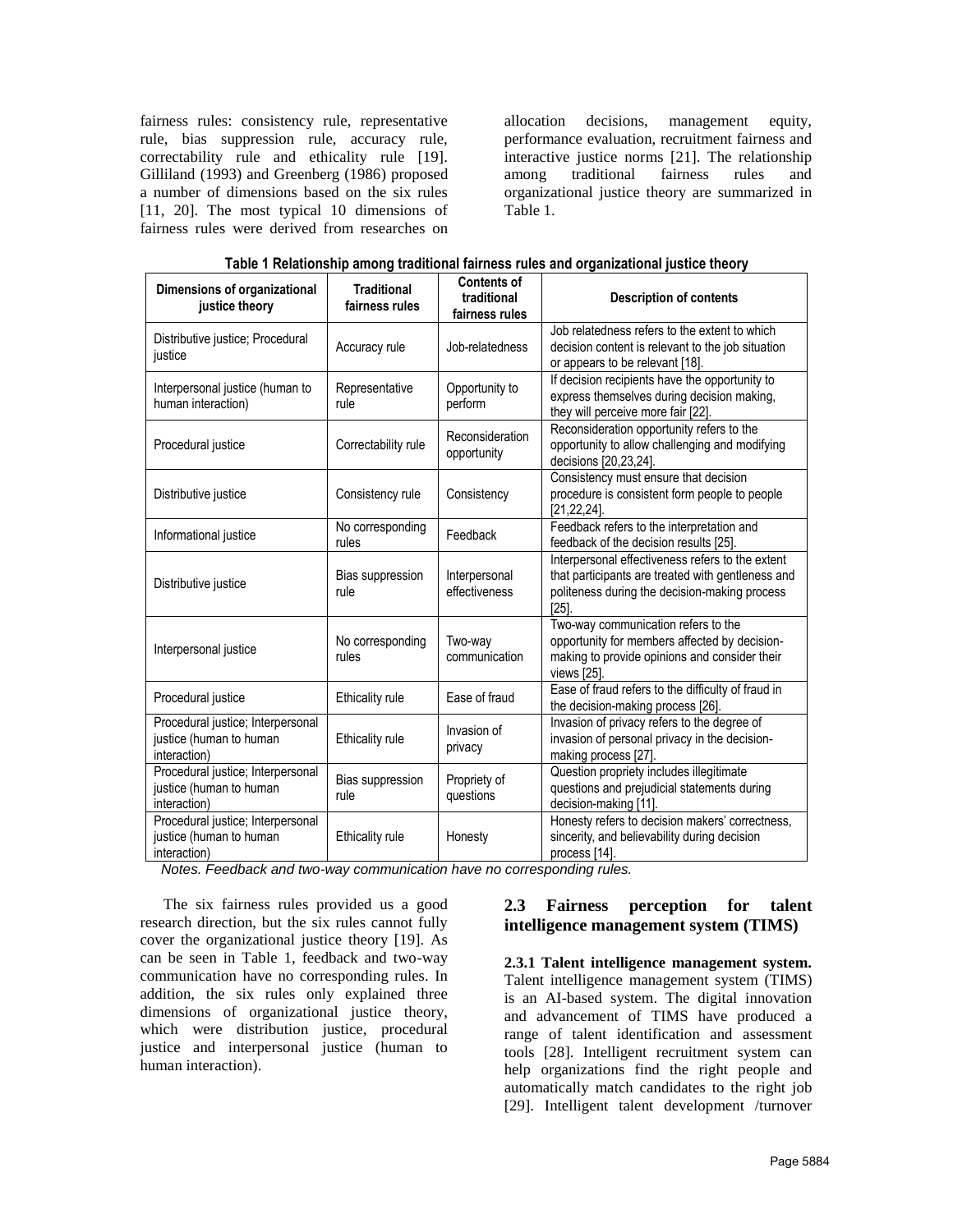fairness rules: consistency rule, representative rule, bias suppression rule, accuracy rule, correctability rule and ethicality rule [19]. Gilliland (1993) and Greenberg (1986) proposed a number of dimensions based on the six rules [11, 20]. The most typical 10 dimensions of fairness rules were derived from researches on allocation decisions, management equity, performance evaluation, recruitment fairness and interactive justice norms [21]. The relationship among traditional fairness rules and organizational justice theory are summarized in Table 1.

**Table 1 Relationship among traditional fairness rules and organizational justice theory**

| Dimensions of organizational justice theory | Traditional fairness rules | Contents of traditional fairness rules | Description of contents |
|---|---|---|---|
| Distributive justice; Procedural justice | Accuracy rule | Job-relatedness | Job relatedness refers to the extent to which decision content is relevant to the job situation or appears to be relevant [18]. |
| Interpersonal justice (human to human interaction) | Representative rule | Opportunity to perform | If decision recipients have the opportunity to express themselves during decision making, they will perceive more fair [22]. |
| Procedural justice | Correctability rule | Reconsideration opportunity | Reconsideration opportunity refers to the opportunity to allow challenging and modifying decisions [20,23,24]. |
| Distributive justice | Consistency rule | Consistency | Consistency must ensure that decision procedure is consistent form people to people [21,22,24]. |
| Informational justice | No corresponding rules | Feedback | Feedback refers to the interpretation and feedback of the decision results [25]. |
| Distributive justice | Bias suppression rule | Interpersonal effectiveness | Interpersonal effectiveness refers to the extent that participants are treated with gentleness and politeness during the decision-making process [25]. |
| Interpersonal justice | No corresponding rules | Two-way communication | Two-way communication refers to the opportunity for members affected by decision-making to provide opinions and consider their views [25]. |
| Procedural justice | Ethicality rule | Ease of fraud | Ease of fraud refers to the difficulty of fraud in the decision-making process [26]. |
| Procedural justice; Interpersonal justice (human to human interaction) | Ethicality rule | Invasion of privacy | Invasion of privacy refers to the degree of invasion of personal privacy in the decision-making process [27]. |
| Procedural justice; Interpersonal justice (human to human interaction) | Bias suppression rule | Propriety of questions | Question propriety includes illegitimate questions and prejudicial statements during decision-making [11]. |
| Procedural justice; Interpersonal justice (human to human interaction) | Ethicality rule | Honesty | Honesty refers to decision makers' correctness, sincerity, and believability during decision process [14]. |

*Notes. Feedback and two-way communication have no corresponding rules.*

The six fairness rules provided us a good research direction, but the six rules cannot fully cover the organizational justice theory [19]. As can be seen in Table 1, feedback and two-way communication have no corresponding rules. In addition, the six rules only explained three dimensions of organizational justice theory, which were distribution justice, procedural justice and interpersonal justice (human to human interaction).

## 2.3 Fairness perception for talent intelligence management system (TIMS)

**2.3.1 Talent intelligence management system.** Talent intelligence management system (TIMS) is an AI-based system. The digital innovation and advancement of TIMS have produced a range of talent identification and assessment tools [28]. Intelligent recruitment system can help organizations find the right people and automatically match candidates to the right job [29]. Intelligent talent development /turnover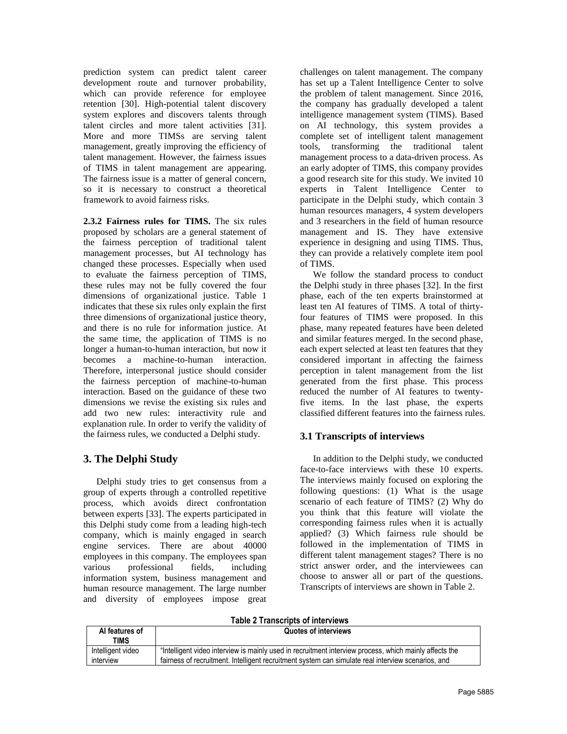prediction system can predict talent career development route and turnover probability, which can provide reference for employee retention [30]. High-potential talent discovery system explores and discovers talents through talent circles and more talent activities [31]. More and more TIMSs are serving talent management, greatly improving the efficiency of talent management. However, the fairness issues of TIMS in talent management are appearing. The fairness issue is a matter of general concern, so it is necessary to construct a theoretical framework to avoid fairness risks.

**2.3.2 Fairness rules for TIMS.** The six rules proposed by scholars are a general statement of the fairness perception of traditional talent management processes, but AI technology has changed these processes. Especially when used to evaluate the fairness perception of TIMS, these rules may not be fully covered the four dimensions of organizational justice. Table 1 indicates that these six rules only explain the first three dimensions of organizational justice theory, and there is no rule for information justice. At the same time, the application of TIMS is no longer a human-to-human interaction, but now it becomes a machine-to-human interaction. Therefore, interpersonal justice should consider the fairness perception of machine-to-human interaction. Based on the guidance of these two dimensions we revise the existing six rules and add two new rules: interactivity rule and explanation rule. In order to verify the validity of the fairness rules, we conducted a Delphi study.

## 3. The Delphi Study

Delphi study tries to get consensus from a group of experts through a controlled repetitive process, which avoids direct confrontation between experts [33]. The experts participated in this Delphi study come from a leading high-tech company, which is mainly engaged in search engine services. There are about 40000 employees in this company. The employees span various professional fields, including information system, business management and human resource management. The large number and diversity of employees impose great challenges on talent management. The company has set up a Talent Intelligence Center to solve the problem of talent management. Since 2016, the company has gradually developed a talent intelligence management system (TIMS). Based on AI technology, this system provides a complete set of intelligent talent management tools, transforming the traditional talent management process to a data-driven process. As an early adopter of TIMS, this company provides a good research site for this study. We invited 10 experts in Talent Intelligence Center to participate in the Delphi study, which contain 3 human resources managers, 4 system developers and 3 researchers in the field of human resource management and IS. They have extensive experience in designing and using TIMS. Thus, they can provide a relatively complete item pool of TIMS.

We follow the standard process to conduct the Delphi study in three phases [32]. In the first phase, each of the ten experts brainstormed at least ten AI features of TIMS. A total of thirty-four features of TIMS were proposed. In this phase, many repeated features have been deleted and similar features merged. In the second phase, each expert selected at least ten features that they considered important in affecting the fairness perception in talent management from the list generated from the first phase. This process reduced the number of AI features to twenty-five items. In the last phase, the experts classified different features into the fairness rules.

### 3.1 Transcripts of interviews

In addition to the Delphi study, we conducted face-to-face interviews with these 10 experts. The interviews mainly focused on exploring the following questions: (1) What is the usage scenario of each feature of TIMS? (2) Why do you think that this feature will violate the corresponding fairness rules when it is actually applied? (3) Which fairness rule should be followed in the implementation of TIMS in different talent management stages? There is no strict answer order, and the interviewees can choose to answer all or part of the questions. Transcripts of interviews are shown in Table 2.

**Table 2 Transcripts of interviews**

| AI features of TIMS | Quotes of interviews |
|---|---|
| Intelligent video interview | "Intelligent video interview is mainly used in recruitment interview process, which mainly affects the fairness of recruitment. Intelligent recruitment system can simulate real interview scenarios, and |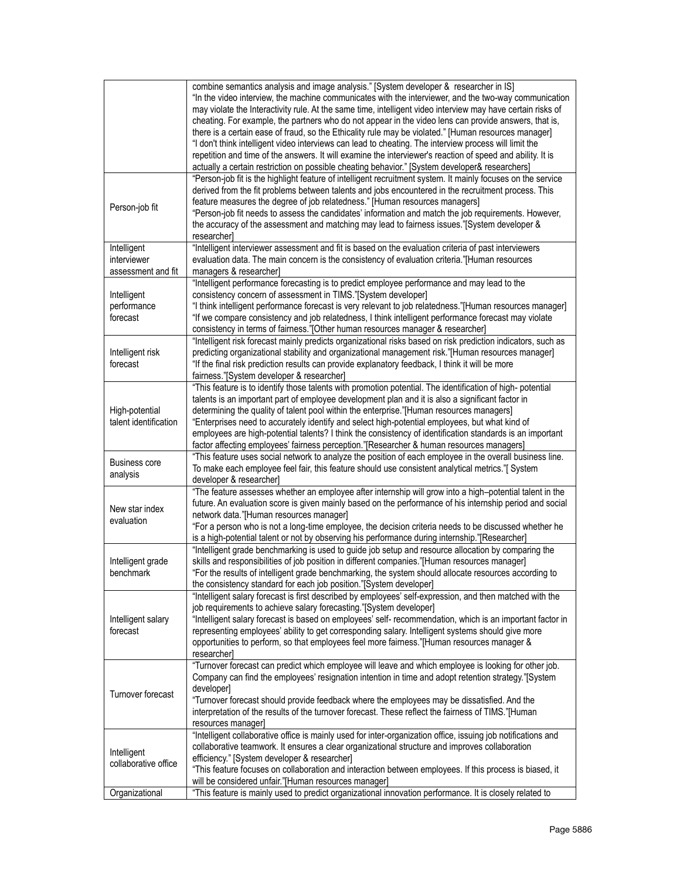| | |
|---|---|
| | "combine semantics analysis and image analysis." [System developer & researcher in IS] "In the video interview, the machine communicates with the interviewer, and the two-way communication may violate the Interactivity rule. At the same time, intelligent video interview may have certain risks of cheating. For example, the partners who do not appear in the video lens can provide answers, that is, there is a certain ease of fraud, so the Ethicality rule may be violated." [Human resources manager] "I don't think intelligent video interviews can lead to cheating. The interview process will limit the repetition and time of the answers. It will examine the interviewer's reaction of speed and ability. It is actually a certain restriction on possible cheating behavior." [System developer& researchers] |
| Person-job fit | "Person-job fit is the highlight feature of intelligent recruitment system. It mainly focuses on the service derived from the fit problems between talents and jobs encountered in the recruitment process. This feature measures the degree of job relatedness." [Human resources managers] "Person-job fit needs to assess the candidates' information and match the job requirements. However, the accuracy of the assessment and matching may lead to fairness issues."[System developer & researcher] |
| Intelligent interviewer assessment and fit | "Intelligent interviewer assessment and fit is based on the evaluation criteria of past interviewers evaluation data. The main concern is the consistency of evaluation criteria."[Human resources managers & researcher] |
| Intelligent performance forecast | "Intelligent performance forecasting is to predict employee performance and may lead to the consistency concern of assessment in TIMS."[System developer] "I think intelligent performance forecast is very relevant to job relatedness."[Human resources manager] "If we compare consistency and job relatedness, I think intelligent performance forecast may violate consistency in terms of fairness."[Other human resources manager & researcher] |
| Intelligent risk forecast | "Intelligent risk forecast mainly predicts organizational risks based on risk prediction indicators, such as predicting organizational stability and organizational management risk."[Human resources manager] "If the final risk prediction results can provide explanatory feedback, I think it will be more fairness."[System developer & researcher] |
| High-potential talent identification | "This feature is to identify those talents with promotion potential. The identification of high- potential talents is an important part of employee development plan and it is also a significant factor in determining the quality of talent pool within the enterprise."[Human resources managers] "Enterprises need to accurately identify and select high-potential employees, but what kind of employees are high-potential talents? I think the consistency of identification standards is an important factor affecting employees' fairness perception."[Researcher & human resources managers] |
| Business core analysis | "This feature uses social network to analyze the position of each employee in the overall business line. To make each employee feel fair, this feature should use consistent analytical metrics."[ System developer & researcher] |
| New star index evaluation | "The feature assesses whether an employee after internship will grow into a high–potential talent in the future. An evaluation score is given mainly based on the performance of his internship period and social network data."[Human resources manager] "For a person who is not a long-time employee, the decision criteria needs to be discussed whether he is a high-potential talent or not by observing his performance during internship."[Researcher] |
| Intelligent grade benchmark | "Intelligent grade benchmarking is used to guide job setup and resource allocation by comparing the skills and responsibilities of job position in different companies."[Human resources manager] "For the results of intelligent grade benchmarking, the system should allocate resources according to the consistency standard for each job position."[System developer] |
| Intelligent salary forecast | "Intelligent salary forecast is first described by employees' self-expression, and then matched with the job requirements to achieve salary forecasting."[System developer] "Intelligent salary forecast is based on employees' self- recommendation, which is an important factor in representing employees' ability to get corresponding salary. Intelligent systems should give more opportunities to perform, so that employees feel more fairness."[Human resources manager & researcher] |
| Turnover forecast | "Turnover forecast can predict which employee will leave and which employee is looking for other job. Company can find the employees' resignation intention in time and adopt retention strategy."[System developer] "Turnover forecast should provide feedback where the employees may be dissatisfied. And the interpretation of the results of the turnover forecast. These reflect the fairness of TIMS."[Human resources manager] |
| Intelligent collaborative office | "Intelligent collaborative office is mainly used for inter-organization office, issuing job notifications and collaborative teamwork. It ensures a clear organizational structure and improves collaboration efficiency." [System developer & researcher] "This feature focuses on collaboration and interaction between employees. If this process is biased, it will be considered unfair."[Human resources manager] |
| Organizational | "This feature is mainly used to predict organizational innovation performance. It is closely related to |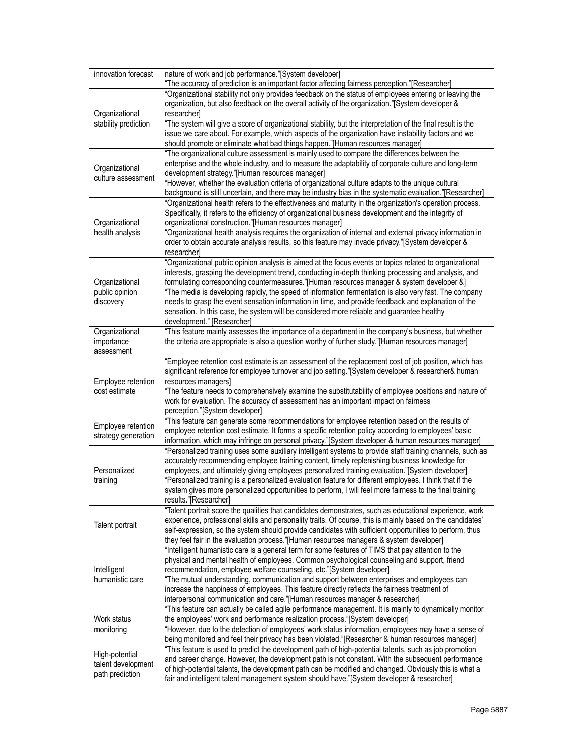| | |
|---|---|
| innovation forecast | nature of work and job performance."[System developer] "The accuracy of prediction is an important factor affecting fairness perception."[Researcher] |
| Organizational stability prediction | "Organizational stability not only provides feedback on the status of employees entering or leaving the organization, but also feedback on the overall activity of the organization."[System developer & researcher] "The system will give a score of organizational stability, but the interpretation of the final result is the issue we care about. For example, which aspects of the organization have instability factors and we should promote or eliminate what bad things happen."[Human resources manager] |
| Organizational culture assessment | "The organizational culture assessment is mainly used to compare the differences between the enterprise and the whole industry, and to measure the adaptability of corporate culture and long-term development strategy."[Human resources manager] "However, whether the evaluation criteria of organizational culture adapts to the unique cultural background is still uncertain, and there may be industry bias in the systematic evaluation."[Researcher] |
| Organizational health analysis | "Organizational health refers to the effectiveness and maturity in the organization's operation process. Specifically, it refers to the efficiency of organizational business development and the integrity of organizational construction."[Human resources manager] "Organizational health analysis requires the organization of internal and external privacy information in order to obtain accurate analysis results, so this feature may invade privacy."[System developer & researcher] |
| Organizational public opinion discovery | "Organizational public opinion analysis is aimed at the focus events or topics related to organizational interests, grasping the development trend, conducting in-depth thinking processing and analysis, and formulating corresponding countermeasures."[Human resources manager & system developer &] "The media is developing rapidly, the speed of information fermentation is also very fast. The company needs to grasp the event sensation information in time, and provide feedback and explanation of the sensation. In this case, the system will be considered more reliable and guarantee healthy development." [Researcher] |
| Organizational importance assessment | "This feature mainly assesses the importance of a department in the company's business, but whether the criteria are appropriate is also a question worthy of further study."[Human resources manager] |
| Employee retention cost estimate | "Employee retention cost estimate is an assessment of the replacement cost of job position, which has significant reference for employee turnover and job setting."[System developer & researcher& human resources managers] "The feature needs to comprehensively examine the substitutability of employee positions and nature of work for evaluation. The accuracy of assessment has an important impact on fairness perception."[System developer] |
| Employee retention strategy generation | "This feature can generate some recommendations for employee retention based on the results of employee retention cost estimate. It forms a specific retention policy according to employees' basic information, which may infringe on personal privacy."[System developer & human resources manager] |
| Personalized training | "Personalized training uses some auxiliary intelligent systems to provide staff training channels, such as accurately recommending employee training content, timely replenishing business knowledge for employees, and ultimately giving employees personalized training evaluation."[System developer] "Personalized training is a personalized evaluation feature for different employees. I think that if the system gives more personalized opportunities to perform, I will feel more fairness to the final training results."[Researcher] |
| Talent portrait | "Talent portrait score the qualities that candidates demonstrates, such as educational experience, work experience, professional skills and personality traits. Of course, this is mainly based on the candidates' self-expression, so the system should provide candidates with sufficient opportunities to perform, thus they feel fair in the evaluation process."[Human resources managers & system developer] |
| Intelligent humanistic care | "Intelligent humanistic care is a general term for some features of TIMS that pay attention to the physical and mental health of employees. Common psychological counseling and support, friend recommendation, employee welfare counseling, etc."[System developer] "The mutual understanding, communication and support between enterprises and employees can increase the happiness of employees. This feature directly reflects the fairness treatment of interpersonal communication and care."[Human resources manager & researcher] |
| Work status monitoring | "This feature can actually be called agile performance management. It is mainly to dynamically monitor the employees' work and performance realization process."[System developer] "However, due to the detection of employees' work status information, employees may have a sense of being monitored and feel their privacy has been violated."[Researcher & human resources manager] |
| High-potential talent development path prediction | "This feature is used to predict the development path of high-potential talents, such as job promotion and career change. However, the development path is not constant. With the subsequent performance of high-potential talents, the development path can be modified and changed. Obviously this is what a fair and intelligent talent management system should have."[System developer & researcher] |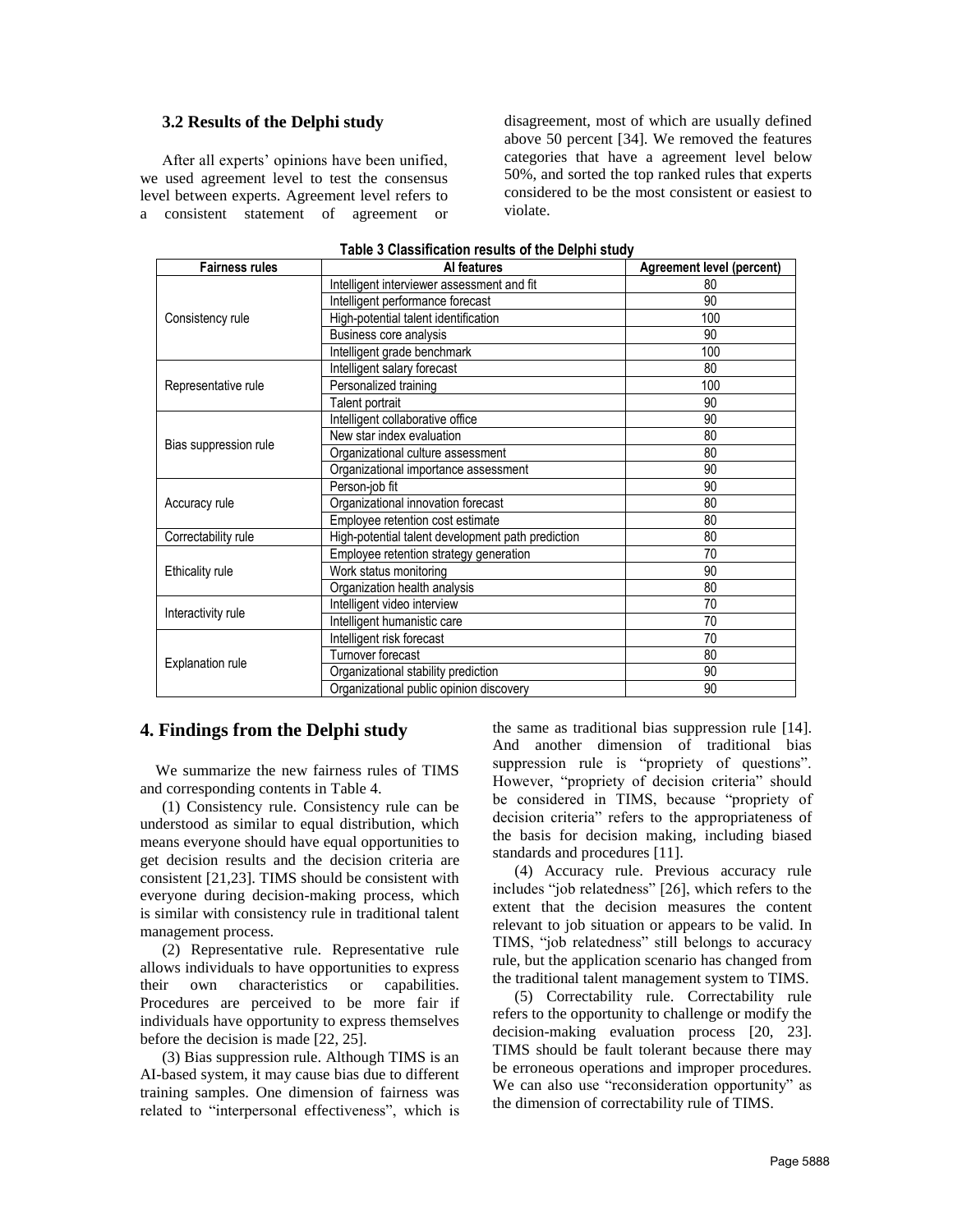### 3.2 Results of the Delphi study

After all experts' opinions have been unified, we used agreement level to test the consensus level between experts. Agreement level refers to a consistent statement of agreement or disagreement, most of which are usually defined above 50 percent [34]. We removed the features categories that have a agreement level below 50%, and sorted the top ranked rules that experts considered to be the most consistent or easiest to violate.

**Table 3 Classification results of the Delphi study**

| Fairness rules | AI features | Agreement level (percent) |
|---|---|---|
| Consistency rule | Intelligent interviewer assessment and fit | 80 |
| | Intelligent performance forecast | 90 |
| | High-potential talent identification | 100 |
| | Business core analysis | 90 |
| | Intelligent grade benchmark | 100 |
| Representative rule | Intelligent salary forecast | 80 |
| | Personalized training | 100 |
| | Talent portrait | 90 |
| Bias suppression rule | Intelligent collaborative office | 90 |
| | New star index evaluation | 80 |
| | Organizational culture assessment | 80 |
| | Organizational importance assessment | 90 |
| Accuracy rule | Person-job fit | 90 |
| | Organizational innovation forecast | 80 |
| | Employee retention cost estimate | 80 |
| Correctability rule | High-potential talent development path prediction | 80 |
| Ethicality rule | Employee retention strategy generation | 70 |
| | Work status monitoring | 90 |
| | Organization health analysis | 80 |
| Interactivity rule | Intelligent video interview | 70 |
| | Intelligent humanistic care | 70 |
| Explanation rule | Intelligent risk forecast | 70 |
| | Turnover forecast | 80 |
| | Organizational stability prediction | 90 |
| | Organizational public opinion discovery | 90 |

## 4. Findings from the Delphi study

We summarize the new fairness rules of TIMS and corresponding contents in Table 4.

(1) Consistency rule. Consistency rule can be understood as similar to equal distribution, which means everyone should have equal opportunities to get decision results and the decision criteria are consistent [21,23]. TIMS should be consistent with everyone during decision-making process, which is similar with consistency rule in traditional talent management process.

(2) Representative rule. Representative rule allows individuals to have opportunities to express their own characteristics or capabilities. Procedures are perceived to be more fair if individuals have opportunity to express themselves before the decision is made [22, 25].

(3) Bias suppression rule. Although TIMS is an AI-based system, it may cause bias due to different training samples. One dimension of fairness was related to "interpersonal effectiveness", which is the same as traditional bias suppression rule [14]. And another dimension of traditional bias suppression rule is "propriety of questions". However, "propriety of decision criteria" should be considered in TIMS, because "propriety of decision criteria" refers to the appropriateness of the basis for decision making, including biased standards and procedures [11].

(4) Accuracy rule. Previous accuracy rule includes "job relatedness" [26], which refers to the extent that the decision measures the content relevant to job situation or appears to be valid. In TIMS, "job relatedness" still belongs to accuracy rule, but the application scenario has changed from the traditional talent management system to TIMS.

(5) Correctability rule. Correctability rule refers to the opportunity to challenge or modify the decision-making evaluation process [20, 23]. TIMS should be fault tolerant because there may be erroneous operations and improper procedures. We can also use "reconsideration opportunity" as the dimension of correctability rule of TIMS.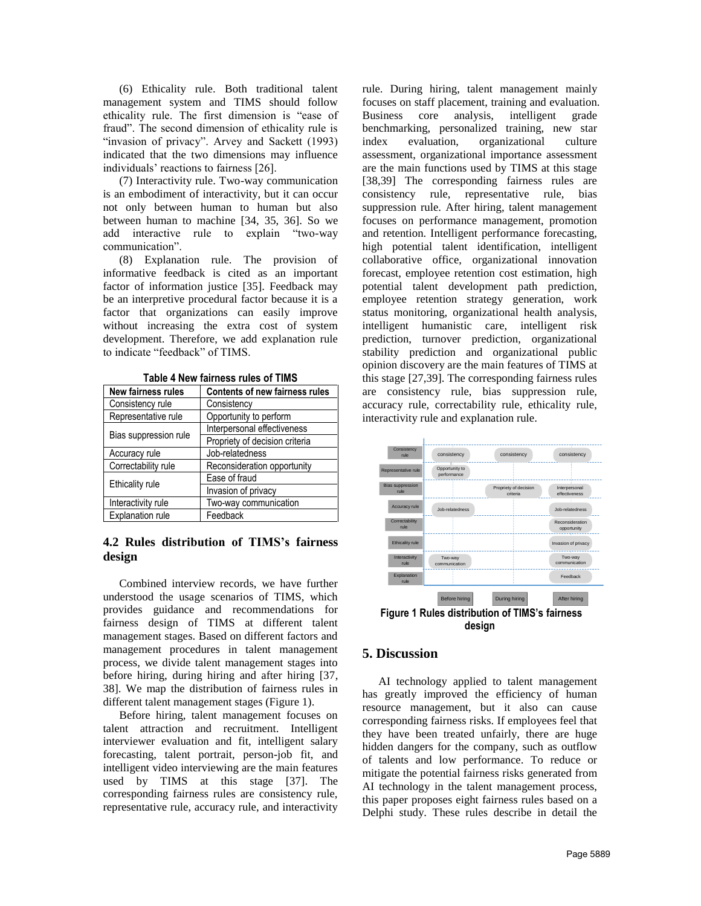(6) Ethicality rule. Both traditional talent management system and TIMS should follow ethicality rule. The first dimension is "ease of fraud". The second dimension of ethicality rule is "invasion of privacy". Arvey and Sackett (1993) indicated that the two dimensions may influence individuals' reactions to fairness [26].

(7) Interactivity rule. Two-way communication is an embodiment of interactivity, but it can occur not only between human to human but also between human to machine [34, 35, 36]. So we add interactive rule to explain "two-way communication".

(8) Explanation rule. The provision of informative feedback is cited as an important factor of information justice [35]. Feedback may be an interpretive procedural factor because it is a factor that organizations can easily improve without increasing the extra cost of system development. Therefore, we add explanation rule to indicate "feedback" of TIMS.

**Table 4 New fairness rules of TIMS**

| New fairness rules | Contents of new fairness rules |
|---|---|
| Consistency rule | Consistency |
| Representative rule | Opportunity to perform |
| Bias suppression rule | Interpersonal effectiveness |
| | Propriety of decision criteria |
| Accuracy rule | Job-relatedness |
| Correctability rule | Reconsideration opportunity |
| Ethicality rule | Ease of fraud |
| | Invasion of privacy |
| Interactivity rule | Two-way communication |
| Explanation rule | Feedback |

## 4.2 Rules distribution of TIMS's fairness design

Combined interview records, we have further understood the usage scenarios of TIMS, which provides guidance and recommendations for fairness design of TIMS at different talent management stages. Based on different factors and management procedures in talent management process, we divide talent management stages into before hiring, during hiring and after hiring [37, 38]. We map the distribution of fairness rules in different talent management stages (Figure 1).

Before hiring, talent management focuses on talent attraction and recruitment. Intelligent interviewer evaluation and fit, intelligent salary forecasting, talent portrait, person-job fit, and intelligent video interviewing are the main features used by TIMS at this stage [37]. The corresponding fairness rules are consistency rule, representative rule, accuracy rule, and interactivity rule. During hiring, talent management mainly focuses on staff placement, training and evaluation. Business core analysis, intelligent grade benchmarking, personalized training, new star index evaluation, organizational culture assessment, organizational importance assessment are the main functions used by TIMS at this stage [38,39] The corresponding fairness rules are consistency rule, representative rule, bias suppression rule. After hiring, talent management focuses on performance management, promotion and retention. Intelligent performance forecasting, high potential talent identification, intelligent collaborative office, organizational innovation forecast, employee retention cost estimation, high potential talent development path prediction, employee retention strategy generation, work status monitoring, organizational health analysis, intelligent humanistic care, intelligent risk prediction, turnover prediction, organizational stability prediction and organizational public opinion discovery are the main features of TIMS at this stage [27,39]. The corresponding fairness rules are consistency rule, bias suppression rule, accuracy rule, correctability rule, ethicality rule, interactivity rule and explanation rule.

| | Before hiring | During hiring | After hiring |
|---|---|---|---|
| Consistency rule | consistency | consistency | consistency |
| Representative rule | Opportunity to performance | | |
| Bias suppression rule | | Propriety of decision criteria | Interpersonal effectiveness |
| Accuracy rule | Job-relatedness | | Job-relatedness |
| Correctability rule | | | Reconsideration opportunity |
| Ethicality rule | | | Invasion of privacy |
| Interactivity rule | Two-way communication | | Two-way communication |
| Explanation rule | | | Feedback |

**Figure 1 Rules distribution of TIMS's fairness design**

# 5. Discussion

AI technology applied to talent management has greatly improved the efficiency of human resource management, but it also can cause corresponding fairness risks. If employees feel that they have been treated unfairly, there are huge hidden dangers for the company, such as outflow of talents and low performance. To reduce or mitigate the potential fairness risks generated from AI technology in the talent management process, this paper proposes eight fairness rules based on a Delphi study. These rules describe in detail the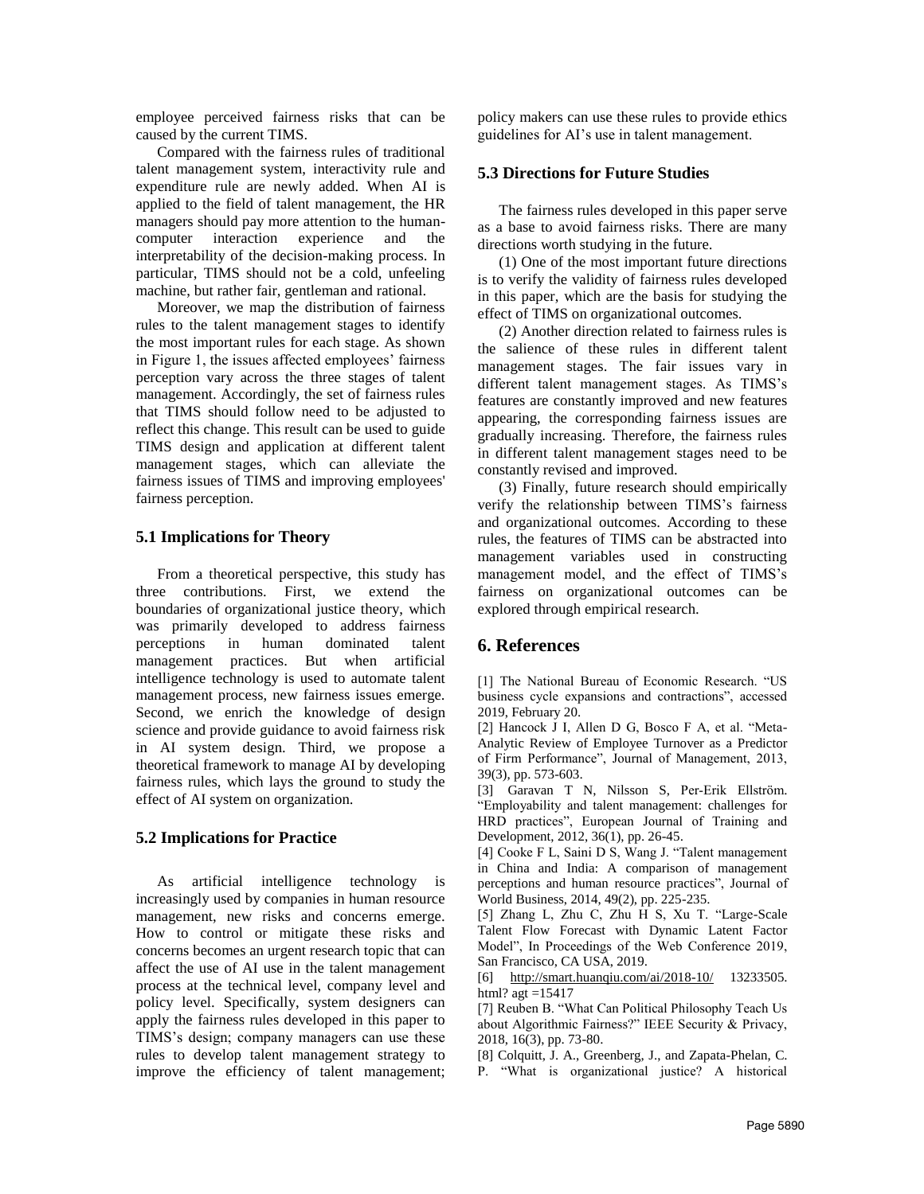employee perceived fairness risks that can be caused by the current TIMS.

Compared with the fairness rules of traditional talent management system, interactivity rule and expenditure rule are newly added. When AI is applied to the field of talent management, the HR managers should pay more attention to the human-computer interaction experience and the interpretability of the decision-making process. In particular, TIMS should not be a cold, unfeeling machine, but rather fair, gentleman and rational.

Moreover, we map the distribution of fairness rules to the talent management stages to identify the most important rules for each stage. As shown in Figure 1, the issues affected employees' fairness perception vary across the three stages of talent management. Accordingly, the set of fairness rules that TIMS should follow need to be adjusted to reflect this change. This result can be used to guide TIMS design and application at different talent management stages, which can alleviate the fairness issues of TIMS and improving employees' fairness perception.

### 5.1 Implications for Theory

From a theoretical perspective, this study has three contributions. First, we extend the boundaries of organizational justice theory, which was primarily developed to address fairness perceptions in human dominated talent management practices. But when artificial intelligence technology is used to automate talent management process, new fairness issues emerge. Second, we enrich the knowledge of design science and provide guidance to avoid fairness risk in AI system design. Third, we propose a theoretical framework to manage AI by developing fairness rules, which lays the ground to study the effect of AI system on organization.

### 5.2 Implications for Practice

As artificial intelligence technology is increasingly used by companies in human resource management, new risks and concerns emerge. How to control or mitigate these risks and concerns becomes an urgent research topic that can affect the use of AI use in the talent management process at the technical level, company level and policy level. Specifically, system designers can apply the fairness rules developed in this paper to TIMS's design; company managers can use these rules to develop talent management strategy to improve the efficiency of talent management; policy makers can use these rules to provide ethics guidelines for AI's use in talent management.

### 5.3 Directions for Future Studies

The fairness rules developed in this paper serve as a base to avoid fairness risks. There are many directions worth studying in the future.

(1) One of the most important future directions is to verify the validity of fairness rules developed in this paper, which are the basis for studying the effect of TIMS on organizational outcomes.

(2) Another direction related to fairness rules is the salience of these rules in different talent management stages. The fair issues vary in different talent management stages. As TIMS's features are constantly improved and new features appearing, the corresponding fairness issues are gradually increasing. Therefore, the fairness rules in different talent management stages need to be constantly revised and improved.

(3) Finally, future research should empirically verify the relationship between TIMS's fairness and organizational outcomes. According to these rules, the features of TIMS can be abstracted into management variables used in constructing management model, and the effect of TIMS's fairness on organizational outcomes can be explored through empirical research.

## 6. References

[1] The National Bureau of Economic Research. "US business cycle expansions and contractions", accessed 2019, February 20.

[2] Hancock J I, Allen D G, Bosco F A, et al. "Meta-Analytic Review of Employee Turnover as a Predictor of Firm Performance", Journal of Management, 2013, 39(3), pp. 573-603.

[3] Garavan T N, Nilsson S, Per-Erik Ellström. "Employability and talent management: challenges for HRD practices", European Journal of Training and Development, 2012, 36(1), pp. 26-45.

[4] Cooke F L, Saini D S, Wang J. "Talent management in China and India: A comparison of management perceptions and human resource practices", Journal of World Business, 2014, 49(2), pp. 225-235.

[5] Zhang L, Zhu C, Zhu H S, Xu T. "Large-Scale Talent Flow Forecast with Dynamic Latent Factor Model", In Proceedings of the Web Conference 2019, San Francisco, CA USA, 2019.

[6] http://smart.huanqiu.com/ai/2018-10/ 13233505. html? agt =15417

[7] Reuben B. "What Can Political Philosophy Teach Us about Algorithmic Fairness?" IEEE Security & Privacy, 2018, 16(3), pp. 73-80.

[8] Colquitt, J. A., Greenberg, J., and Zapata-Phelan, C. P. "What is organizational justice? A historical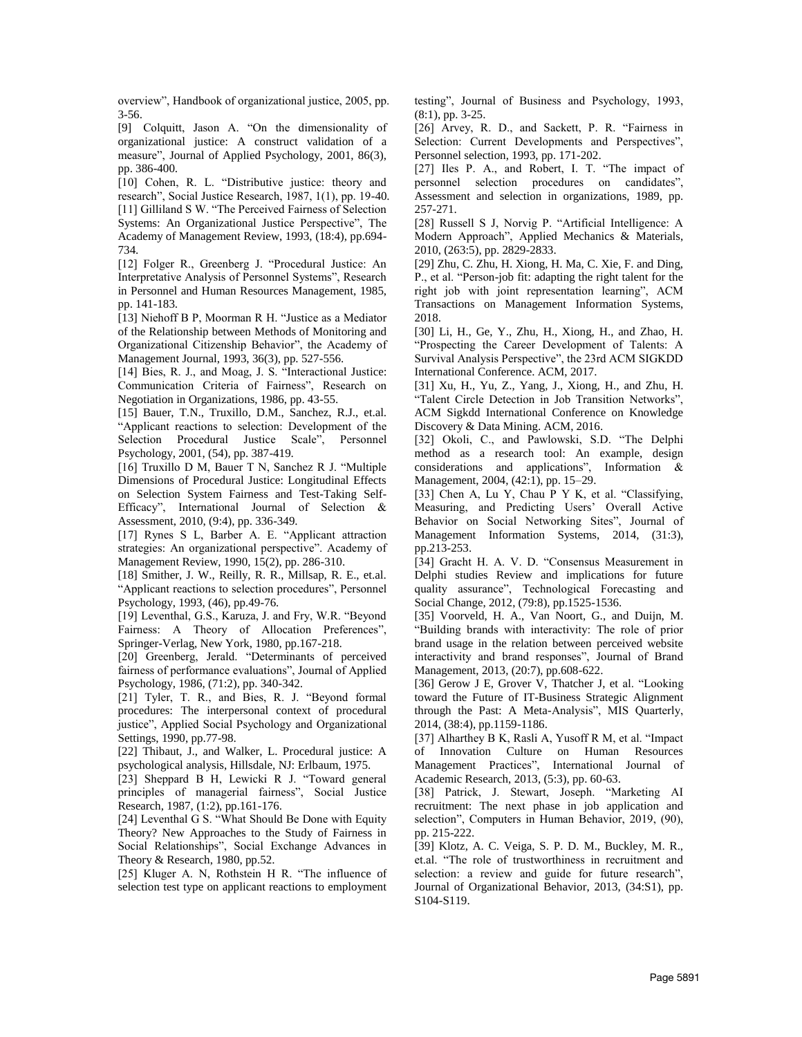overview", Handbook of organizational justice, 2005, pp. 3-56.

[9] Colquitt, Jason A. "On the dimensionality of organizational justice: A construct validation of a measure", Journal of Applied Psychology, 2001, 86(3), pp. 386-400.

[10] Cohen, R. L. "Distributive justice: theory and research", Social Justice Research, 1987, 1(1), pp. 19-40.

[11] Gilliland S W. "The Perceived Fairness of Selection Systems: An Organizational Justice Perspective", The Academy of Management Review, 1993, (18:4), pp.694-734.

[12] Folger R., Greenberg J. "Procedural Justice: An Interpretative Analysis of Personnel Systems", Research in Personnel and Human Resources Management, 1985, pp. 141-183.

[13] Niehoff B P, Moorman R H. "Justice as a Mediator of the Relationship between Methods of Monitoring and Organizational Citizenship Behavior", the Academy of Management Journal, 1993, 36(3), pp. 527-556.

[14] Bies, R. J., and Moag, J. S. "Interactional Justice: Communication Criteria of Fairness", Research on Negotiation in Organizations, 1986, pp. 43-55.

[15] Bauer, T.N., Truxillo, D.M., Sanchez, R.J., et.al. "Applicant reactions to selection: Development of the Selection Procedural Justice Scale", Personnel Psychology, 2001, (54), pp. 387-419.

[16] Truxillo D M, Bauer T N, Sanchez R J. "Multiple Dimensions of Procedural Justice: Longitudinal Effects on Selection System Fairness and Test-Taking Self-Efficacy", International Journal of Selection & Assessment, 2010, (9:4), pp. 336-349.

[17] Rynes S L, Barber A. E. "Applicant attraction strategies: An organizational perspective". Academy of Management Review, 1990, 15(2), pp. 286-310.

[18] Smither, J. W., Reilly, R. R., Millsap, R. E., et.al. "Applicant reactions to selection procedures", Personnel Psychology, 1993, (46), pp.49-76.

[19] Leventhal, G.S., Karuza, J. and Fry, W.R. "Beyond Fairness: A Theory of Allocation Preferences", Springer-Verlag, New York, 1980, pp.167-218.

[20] Greenberg, Jerald. "Determinants of perceived fairness of performance evaluations", Journal of Applied Psychology, 1986, (71:2), pp. 340-342.

[21] Tyler, T. R., and Bies, R. J. "Beyond formal procedures: The interpersonal context of procedural justice", Applied Social Psychology and Organizational Settings, 1990, pp.77-98.

[22] Thibaut, J., and Walker, L. Procedural justice: A psychological analysis, Hillsdale, NJ: Erlbaum, 1975.

[23] Sheppard B H, Lewicki R J. "Toward general principles of managerial fairness", Social Justice Research, 1987, (1:2), pp.161-176.

[24] Leventhal G S. "What Should Be Done with Equity Theory? New Approaches to the Study of Fairness in Social Relationships", Social Exchange Advances in Theory & Research, 1980, pp.52.

[25] Kluger A. N, Rothstein H R. "The influence of selection test type on applicant reactions to employment testing", Journal of Business and Psychology, 1993, (8:1), pp. 3-25.

[26] Arvey, R. D., and Sackett, P. R. "Fairness in Selection: Current Developments and Perspectives", Personnel selection, 1993, pp. 171-202.

[27] Iles P. A., and Robert, I. T. "The impact of personnel selection procedures on candidates", Assessment and selection in organizations, 1989, pp. 257-271.

[28] Russell S J, Norvig P. "Artificial Intelligence: A Modern Approach", Applied Mechanics & Materials, 2010, (263:5), pp. 2829-2833.

[29] Zhu, C. Zhu, H. Xiong, H. Ma, C. Xie, F. and Ding, P., et al. "Person-job fit: adapting the right talent for the right job with joint representation learning", ACM Transactions on Management Information Systems, 2018.

[30] Li, H., Ge, Y., Zhu, H., Xiong, H., and Zhao, H. "Prospecting the Career Development of Talents: A Survival Analysis Perspective", the 23rd ACM SIGKDD International Conference. ACM, 2017.

[31] Xu, H., Yu, Z., Yang, J., Xiong, H., and Zhu, H. "Talent Circle Detection in Job Transition Networks", ACM Sigkdd International Conference on Knowledge Discovery & Data Mining. ACM, 2016.

[32] Okoli, C., and Pawlowski, S.D. "The Delphi method as a research tool: An example, design considerations and applications", Information & Management, 2004, (42:1), pp. 15–29.

[33] Chen A, Lu Y, Chau P Y K, et al. "Classifying, Measuring, and Predicting Users' Overall Active Behavior on Social Networking Sites", Journal of Management Information Systems, 2014, (31:3), pp.213-253.

[34] Gracht H. A. V. D. "Consensus Measurement in Delphi studies Review and implications for future quality assurance", Technological Forecasting and Social Change, 2012, (79:8), pp.1525-1536.

[35] Voorveld, H. A., Van Noort, G., and Duijn, M. "Building brands with interactivity: The role of prior brand usage in the relation between perceived website interactivity and brand responses", Journal of Brand Management, 2013, (20:7), pp.608-622.

[36] Gerow J E, Grover V, Thatcher J, et al. "Looking toward the Future of IT-Business Strategic Alignment through the Past: A Meta-Analysis", MIS Quarterly, 2014, (38:4), pp.1159-1186.

[37] Alharthey B K, Rasli A, Yusoff R M, et al. "Impact of Innovation Culture on Human Resources Management Practices", International Journal of Academic Research, 2013, (5:3), pp. 60-63.

[38] Patrick, J. Stewart, Joseph. "Marketing AI recruitment: The next phase in job application and selection", Computers in Human Behavior, 2019, (90), pp. 215-222.

[39] Klotz, A. C. Veiga, S. P. D. M., Buckley, M. R., et.al. "The role of trustworthiness in recruitment and selection: a review and guide for future research", Journal of Organizational Behavior, 2013, (34:S1), pp. S104-S119.